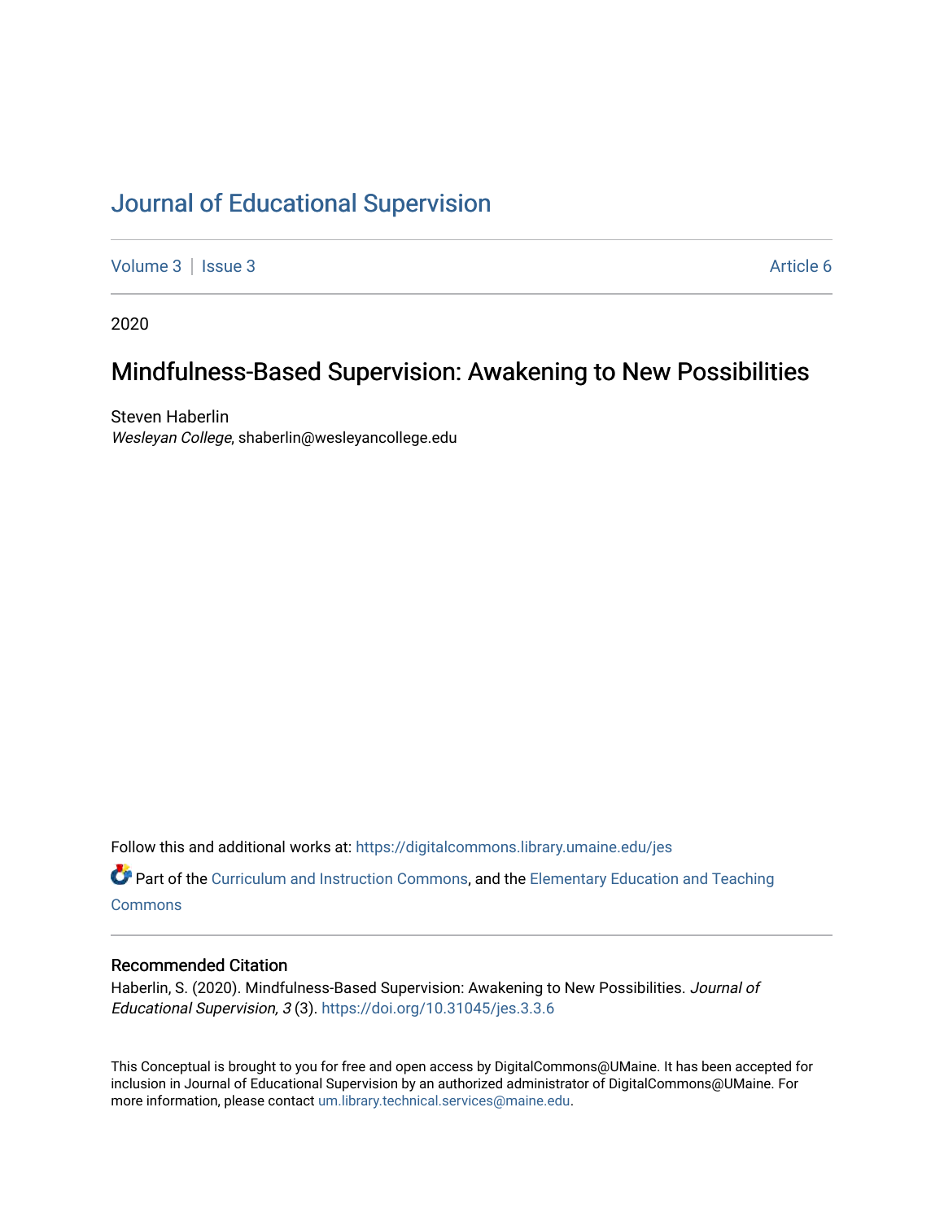# Journal of Educational Supervision

Volume 3 | Issue 3 Article 6

2020

## Mindfulness-Based Supervision: Awakening to New Possibilities

Steven Haberlin
*Wesleyan College*, shaberlin@wesleyancollege.edu

Follow this and additional works at: https://digitalcommons.library.umaine.edu/jes

Part of the Curriculum and Instruction Commons, and the Elementary Education and Teaching Commons

### Recommended Citation

Haberlin, S. (2020). Mindfulness-Based Supervision: Awakening to New Possibilities. *Journal of Educational Supervision, 3* (3). https://doi.org/10.31045/jes.3.3.6

This Conceptual is brought to you for free and open access by DigitalCommons@UMaine. It has been accepted for inclusion in Journal of Educational Supervision by an authorized administrator of DigitalCommons@UMaine. For more information, please contact um.library.technical.services@maine.edu.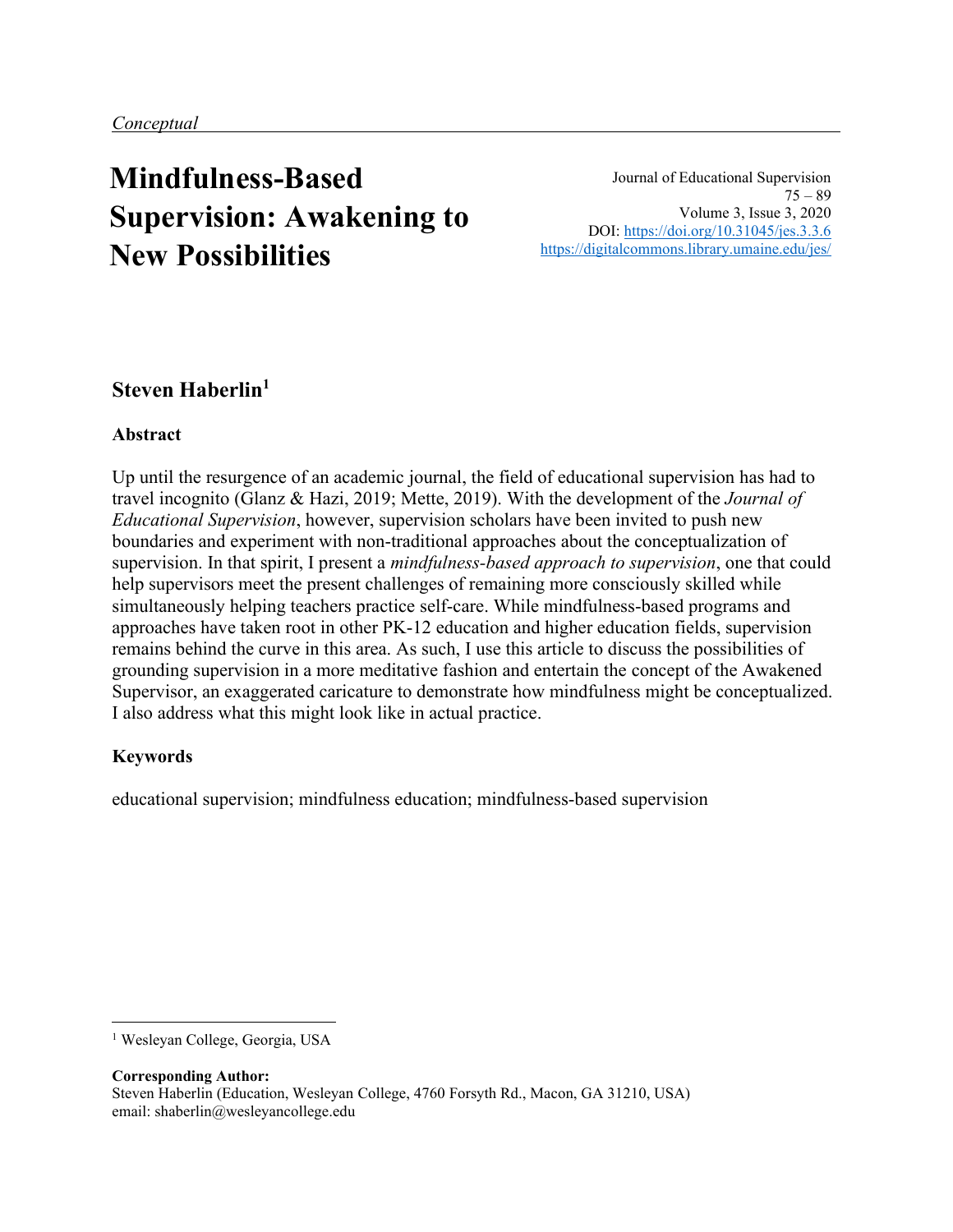*Conceptual*

# Mindfulness-Based Supervision: Awakening to New Possibilities

Journal of Educational Supervision
75 – 89
Volume 3, Issue 3, 2020
DOI: https://doi.org/10.31045/jes.3.3.6
https://digitalcommons.library.umaine.edu/jes/

**Steven Haberlin**[1]

### Abstract

Up until the resurgence of an academic journal, the field of educational supervision has had to travel incognito (Glanz & Hazi, 2019; Mette, 2019). With the development of the *Journal of Educational Supervision*, however, supervision scholars have been invited to push new boundaries and experiment with non-traditional approaches about the conceptualization of supervision. In that spirit, I present a *mindfulness-based approach to supervision*, one that could help supervisors meet the present challenges of remaining more consciously skilled while simultaneously helping teachers practice self-care. While mindfulness-based programs and approaches have taken root in other PK-12 education and higher education fields, supervision remains behind the curve in this area. As such, I use this article to discuss the possibilities of grounding supervision in a more meditative fashion and entertain the concept of the Awakened Supervisor, an exaggerated caricature to demonstrate how mindfulness might be conceptualized. I also address what this might look like in actual practice.

### Keywords

educational supervision; mindfulness education; mindfulness-based supervision

---

[1] Wesleyan College, Georgia, USA

**Corresponding Author:**
Steven Haberlin (Education, Wesleyan College, 4760 Forsyth Rd., Macon, GA 31210, USA)
email: shaberlin@wesleyancollege.edu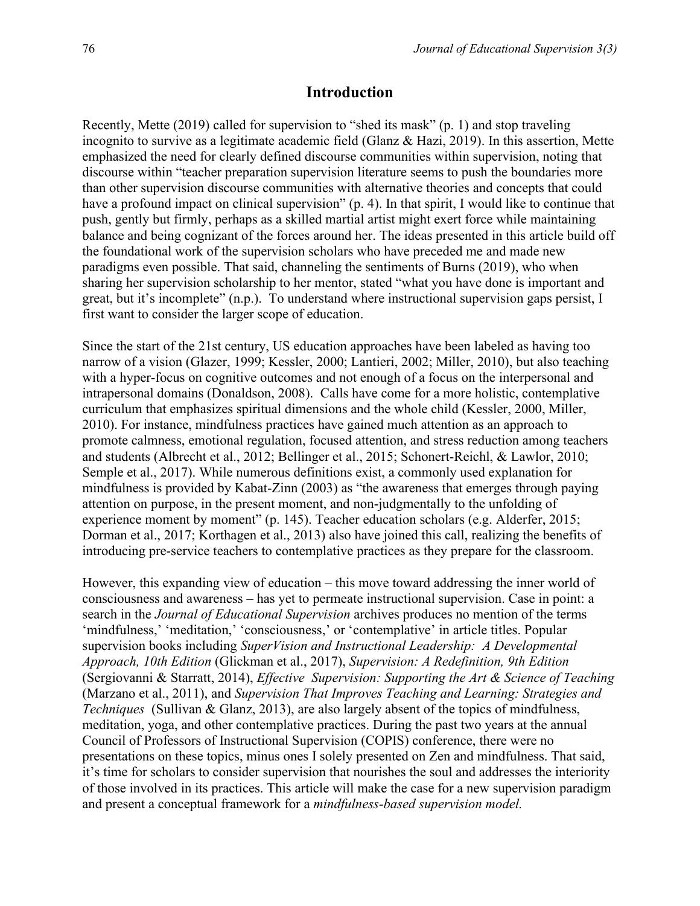## Introduction

Recently, Mette (2019) called for supervision to "shed its mask" (p. 1) and stop traveling incognito to survive as a legitimate academic field (Glanz & Hazi, 2019). In this assertion, Mette emphasized the need for clearly defined discourse communities within supervision, noting that discourse within "teacher preparation supervision literature seems to push the boundaries more than other supervision discourse communities with alternative theories and concepts that could have a profound impact on clinical supervision" (p. 4). In that spirit, I would like to continue that push, gently but firmly, perhaps as a skilled martial artist might exert force while maintaining balance and being cognizant of the forces around her. The ideas presented in this article build off the foundational work of the supervision scholars who have preceded me and made new paradigms even possible. That said, channeling the sentiments of Burns (2019), who when sharing her supervision scholarship to her mentor, stated "what you have done is important and great, but it's incomplete" (n.p.). To understand where instructional supervision gaps persist, I first want to consider the larger scope of education.

Since the start of the 21st century, US education approaches have been labeled as having too narrow of a vision (Glazer, 1999; Kessler, 2000; Lantieri, 2002; Miller, 2010), but also teaching with a hyper-focus on cognitive outcomes and not enough of a focus on the interpersonal and intrapersonal domains (Donaldson, 2008). Calls have come for a more holistic, contemplative curriculum that emphasizes spiritual dimensions and the whole child (Kessler, 2000, Miller, 2010). For instance, mindfulness practices have gained much attention as an approach to promote calmness, emotional regulation, focused attention, and stress reduction among teachers and students (Albrecht et al., 2012; Bellinger et al., 2015; Schonert-Reichl, & Lawlor, 2010; Semple et al., 2017). While numerous definitions exist, a commonly used explanation for mindfulness is provided by Kabat-Zinn (2003) as "the awareness that emerges through paying attention on purpose, in the present moment, and non-judgmentally to the unfolding of experience moment by moment" (p. 145). Teacher education scholars (e.g. Alderfer, 2015; Dorman et al., 2017; Korthagen et al., 2013) also have joined this call, realizing the benefits of introducing pre-service teachers to contemplative practices as they prepare for the classroom.

However, this expanding view of education – this move toward addressing the inner world of consciousness and awareness – has yet to permeate instructional supervision. Case in point: a search in the *Journal of Educational Supervision* archives produces no mention of the terms 'mindfulness,' 'meditation,' 'consciousness,' or 'contemplative' in article titles. Popular supervision books including *SuperVision and Instructional Leadership: A Developmental Approach, 10th Edition* (Glickman et al., 2017), *Supervision: A Redefinition, 9th Edition* (Sergiovanni & Starratt, 2014), *Effective Supervision: Supporting the Art & Science of Teaching* (Marzano et al., 2011), and *Supervision That Improves Teaching and Learning: Strategies and Techniques* (Sullivan & Glanz, 2013), are also largely absent of the topics of mindfulness, meditation, yoga, and other contemplative practices. During the past two years at the annual Council of Professors of Instructional Supervision (COPIS) conference, there were no presentations on these topics, minus ones I solely presented on Zen and mindfulness. That said, it's time for scholars to consider supervision that nourishes the soul and addresses the interiority of those involved in its practices. This article will make the case for a new supervision paradigm and present a conceptual framework for a *mindfulness-based supervision model.*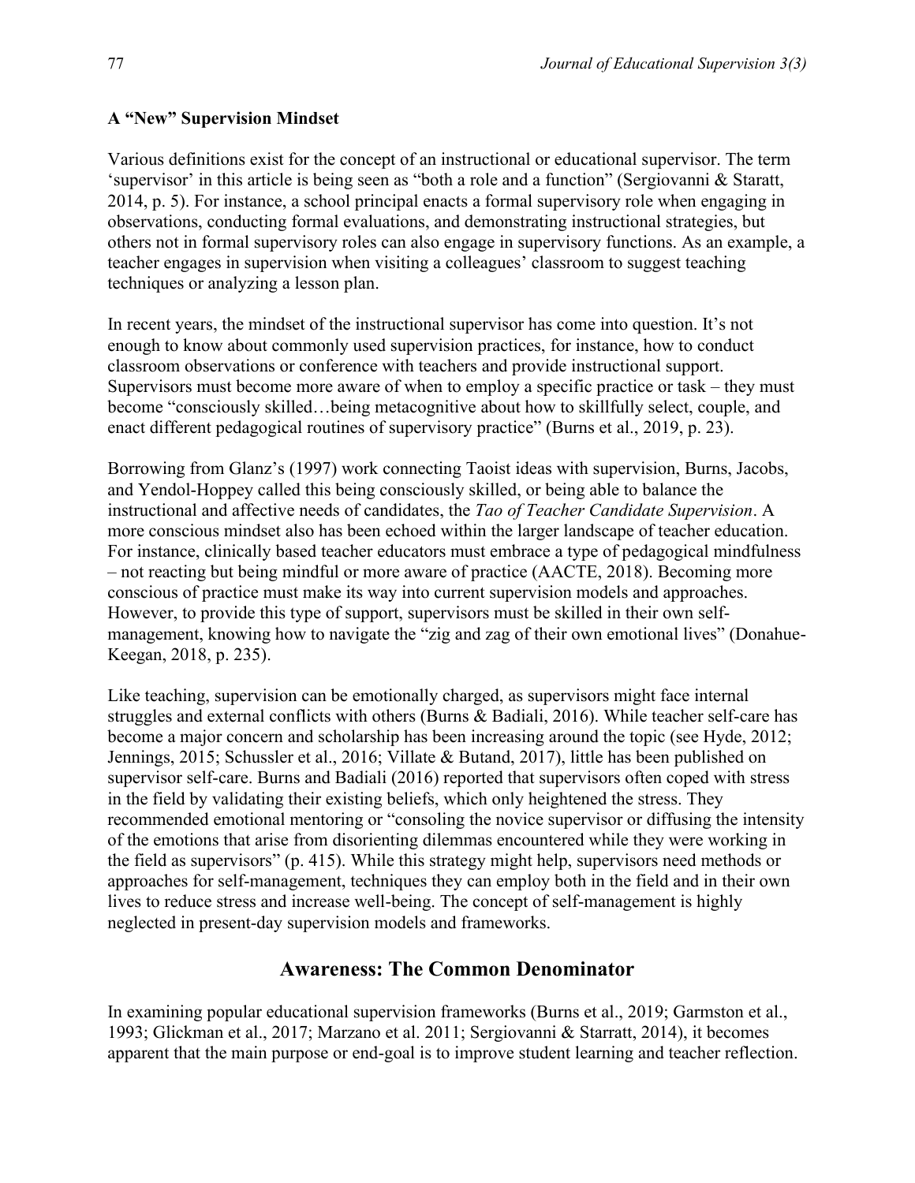### A "New" Supervision Mindset

Various definitions exist for the concept of an instructional or educational supervisor. The term 'supervisor' in this article is being seen as "both a role and a function" (Sergiovanni & Staratt, 2014, p. 5). For instance, a school principal enacts a formal supervisory role when engaging in observations, conducting formal evaluations, and demonstrating instructional strategies, but others not in formal supervisory roles can also engage in supervisory functions. As an example, a teacher engages in supervision when visiting a colleagues' classroom to suggest teaching techniques or analyzing a lesson plan.

In recent years, the mindset of the instructional supervisor has come into question. It's not enough to know about commonly used supervision practices, for instance, how to conduct classroom observations or conference with teachers and provide instructional support. Supervisors must become more aware of when to employ a specific practice or task – they must become "consciously skilled…being metacognitive about how to skillfully select, couple, and enact different pedagogical routines of supervisory practice" (Burns et al., 2019, p. 23).

Borrowing from Glanz's (1997) work connecting Taoist ideas with supervision, Burns, Jacobs, and Yendol-Hoppey called this being consciously skilled, or being able to balance the instructional and affective needs of candidates, the *Tao of Teacher Candidate Supervision*. A more conscious mindset also has been echoed within the larger landscape of teacher education. For instance, clinically based teacher educators must embrace a type of pedagogical mindfulness – not reacting but being mindful or more aware of practice (AACTE, 2018). Becoming more conscious of practice must make its way into current supervision models and approaches. However, to provide this type of support, supervisors must be skilled in their own self-management, knowing how to navigate the "zig and zag of their own emotional lives" (Donahue-Keegan, 2018, p. 235).

Like teaching, supervision can be emotionally charged, as supervisors might face internal struggles and external conflicts with others (Burns & Badiali, 2016). While teacher self-care has become a major concern and scholarship has been increasing around the topic (see Hyde, 2012; Jennings, 2015; Schussler et al., 2016; Villate & Butand, 2017), little has been published on supervisor self-care. Burns and Badiali (2016) reported that supervisors often coped with stress in the field by validating their existing beliefs, which only heightened the stress. They recommended emotional mentoring or "consoling the novice supervisor or diffusing the intensity of the emotions that arise from disorienting dilemmas encountered while they were working in the field as supervisors" (p. 415). While this strategy might help, supervisors need methods or approaches for self-management, techniques they can employ both in the field and in their own lives to reduce stress and increase well-being. The concept of self-management is highly neglected in present-day supervision models and frameworks.

## Awareness: The Common Denominator

In examining popular educational supervision frameworks (Burns et al., 2019; Garmston et al., 1993; Glickman et al., 2017; Marzano et al. 2011; Sergiovanni & Starratt, 2014), it becomes apparent that the main purpose or end-goal is to improve student learning and teacher reflection.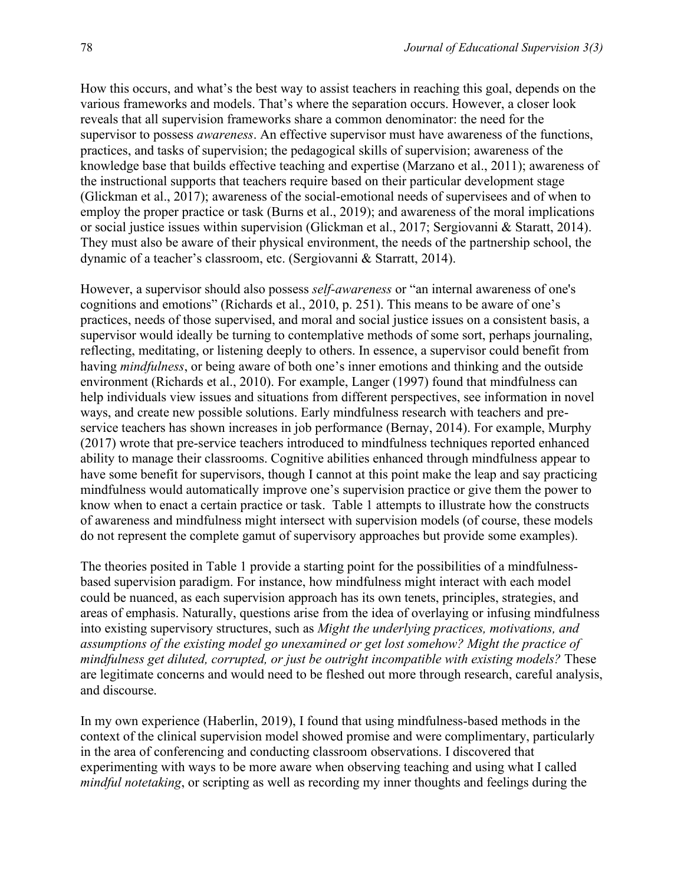How this occurs, and what's the best way to assist teachers in reaching this goal, depends on the various frameworks and models. That's where the separation occurs. However, a closer look reveals that all supervision frameworks share a common denominator: the need for the supervisor to possess *awareness*. An effective supervisor must have awareness of the functions, practices, and tasks of supervision; the pedagogical skills of supervision; awareness of the knowledge base that builds effective teaching and expertise (Marzano et al., 2011); awareness of the instructional supports that teachers require based on their particular development stage (Glickman et al., 2017); awareness of the social-emotional needs of supervisees and of when to employ the proper practice or task (Burns et al., 2019); and awareness of the moral implications or social justice issues within supervision (Glickman et al., 2017; Sergiovanni & Staratt, 2014). They must also be aware of their physical environment, the needs of the partnership school, the dynamic of a teacher's classroom, etc. (Sergiovanni & Starratt, 2014).

However, a supervisor should also possess *self-awareness* or "an internal awareness of one's cognitions and emotions" (Richards et al., 2010, p. 251). This means to be aware of one's practices, needs of those supervised, and moral and social justice issues on a consistent basis, a supervisor would ideally be turning to contemplative methods of some sort, perhaps journaling, reflecting, meditating, or listening deeply to others. In essence, a supervisor could benefit from having *mindfulness*, or being aware of both one's inner emotions and thinking and the outside environment (Richards et al., 2010). For example, Langer (1997) found that mindfulness can help individuals view issues and situations from different perspectives, see information in novel ways, and create new possible solutions. Early mindfulness research with teachers and pre-service teachers has shown increases in job performance (Bernay, 2014). For example, Murphy (2017) wrote that pre-service teachers introduced to mindfulness techniques reported enhanced ability to manage their classrooms. Cognitive abilities enhanced through mindfulness appear to have some benefit for supervisors, though I cannot at this point make the leap and say practicing mindfulness would automatically improve one's supervision practice or give them the power to know when to enact a certain practice or task. Table 1 attempts to illustrate how the constructs of awareness and mindfulness might intersect with supervision models (of course, these models do not represent the complete gamut of supervisory approaches but provide some examples).

The theories posited in Table 1 provide a starting point for the possibilities of a mindfulness-based supervision paradigm. For instance, how mindfulness might interact with each model could be nuanced, as each supervision approach has its own tenets, principles, strategies, and areas of emphasis. Naturally, questions arise from the idea of overlaying or infusing mindfulness into existing supervisory structures, such as *Might the underlying practices, motivations, and assumptions of the existing model go unexamined or get lost somehow? Might the practice of mindfulness get diluted, corrupted, or just be outright incompatible with existing models?* These are legitimate concerns and would need to be fleshed out more through research, careful analysis, and discourse.

In my own experience (Haberlin, 2019), I found that using mindfulness-based methods in the context of the clinical supervision model showed promise and were complimentary, particularly in the area of conferencing and conducting classroom observations. I discovered that experimenting with ways to be more aware when observing teaching and using what I called *mindful notetaking*, or scripting as well as recording my inner thoughts and feelings during the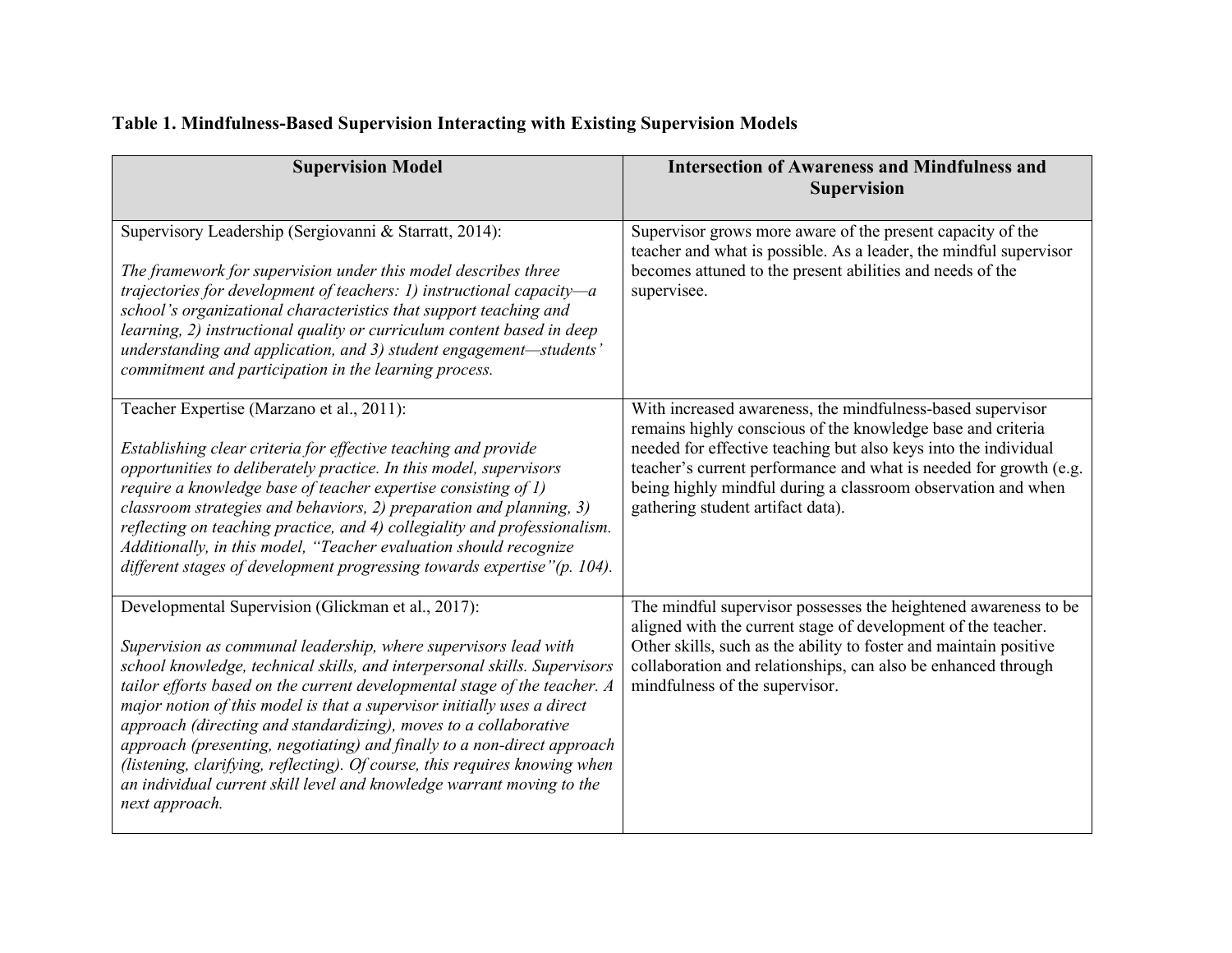**Table 1. Mindfulness-Based Supervision Interacting with Existing Supervision Models**

| Supervision Model | Intersection of Awareness and Mindfulness and Supervision |
| --- | --- |
| Supervisory Leadership (Sergiovanni & Starratt, 2014):<br><br>*The framework for supervision under this model describes three trajectories for development of teachers: 1) instructional capacity—a school's organizational characteristics that support teaching and learning, 2) instructional quality or curriculum content based in deep understanding and application, and 3) student engagement—students' commitment and participation in the learning process.* | Supervisor grows more aware of the present capacity of the teacher and what is possible. As a leader, the mindful supervisor becomes attuned to the present abilities and needs of the supervisee. |
| Teacher Expertise (Marzano et al., 2011):<br><br>*Establishing clear criteria for effective teaching and provide opportunities to deliberately practice. In this model, supervisors require a knowledge base of teacher expertise consisting of 1) classroom strategies and behaviors, 2) preparation and planning, 3) reflecting on teaching practice, and 4) collegiality and professionalism. Additionally, in this model, "Teacher evaluation should recognize different stages of development progressing towards expertise"(p. 104).* | With increased awareness, the mindfulness-based supervisor remains highly conscious of the knowledge base and criteria needed for effective teaching but also keys into the individual teacher's current performance and what is needed for growth (e.g. being highly mindful during a classroom observation and when gathering student artifact data). |
| Developmental Supervision (Glickman et al., 2017):<br><br>*Supervision as communal leadership, where supervisors lead with school knowledge, technical skills, and interpersonal skills. Supervisors tailor efforts based on the current developmental stage of the teacher. A major notion of this model is that a supervisor initially uses a direct approach (directing and standardizing), moves to a collaborative approach (presenting, negotiating) and finally to a non-direct approach (listening, clarifying, reflecting). Of course, this requires knowing when an individual current skill level and knowledge warrant moving to the next approach.* | The mindful supervisor possesses the heightened awareness to be aligned with the current stage of development of the teacher. Other skills, such as the ability to foster and maintain positive collaboration and relationships, can also be enhanced through mindfulness of the supervisor. |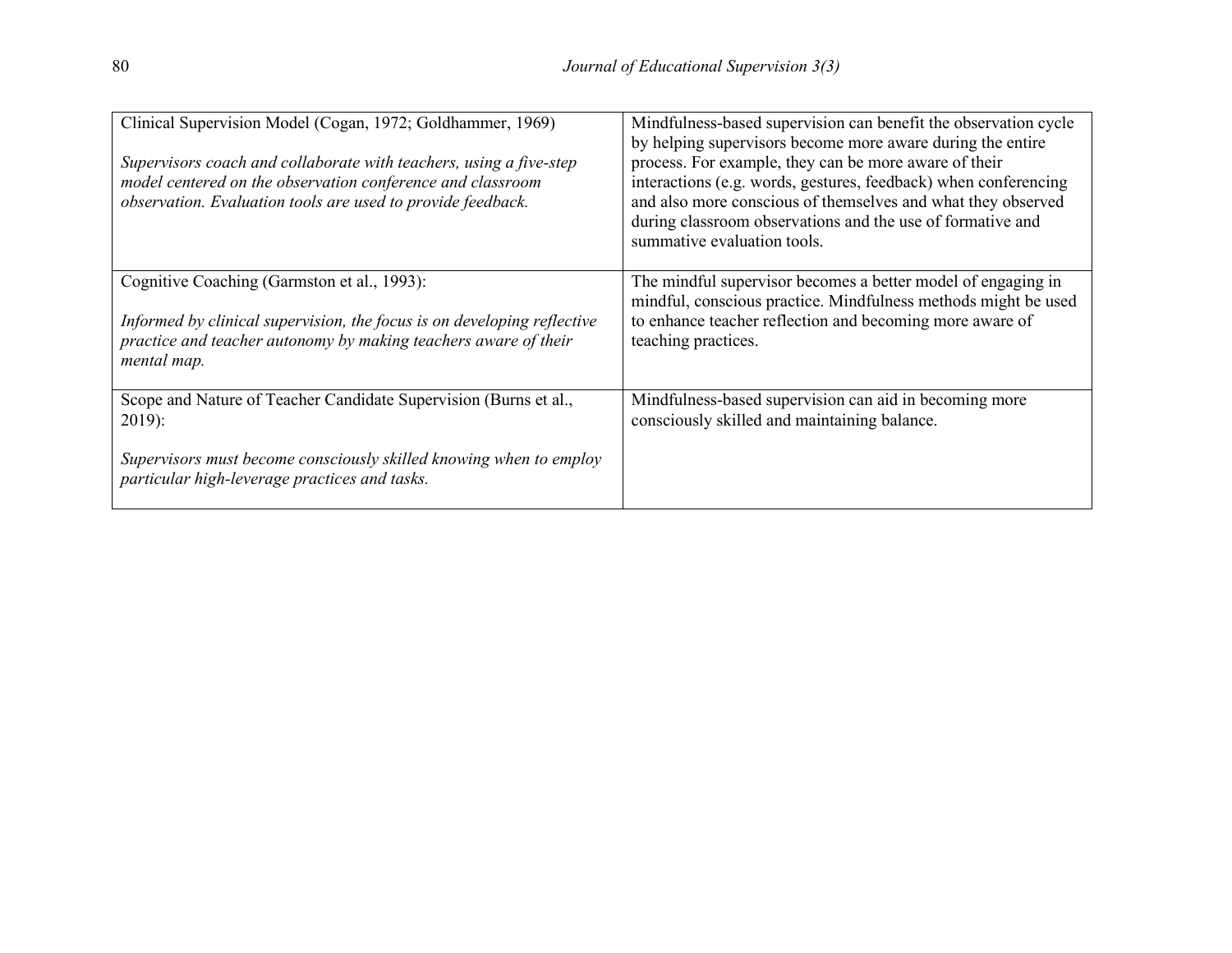| | |
|---|---|
| Clinical Supervision Model (Cogan, 1972; Goldhammer, 1969)<br><br>*Supervisors coach and collaborate with teachers, using a five-step model centered on the observation conference and classroom observation. Evaluation tools are used to provide feedback.* | Mindfulness-based supervision can benefit the observation cycle by helping supervisors become more aware during the entire process. For example, they can be more aware of their interactions (e.g. words, gestures, feedback) when conferencing and also more conscious of themselves and what they observed during classroom observations and the use of formative and summative evaluation tools. |
| Cognitive Coaching (Garmston et al., 1993):<br><br>*Informed by clinical supervision, the focus is on developing reflective practice and teacher autonomy by making teachers aware of their mental map.* | The mindful supervisor becomes a better model of engaging in mindful, conscious practice. Mindfulness methods might be used to enhance teacher reflection and becoming more aware of teaching practices. |
| Scope and Nature of Teacher Candidate Supervision (Burns et al., 2019):<br><br>*Supervisors must become consciously skilled knowing when to employ particular high-leverage practices and tasks.* | Mindfulness-based supervision can aid in becoming more consciously skilled and maintaining balance. |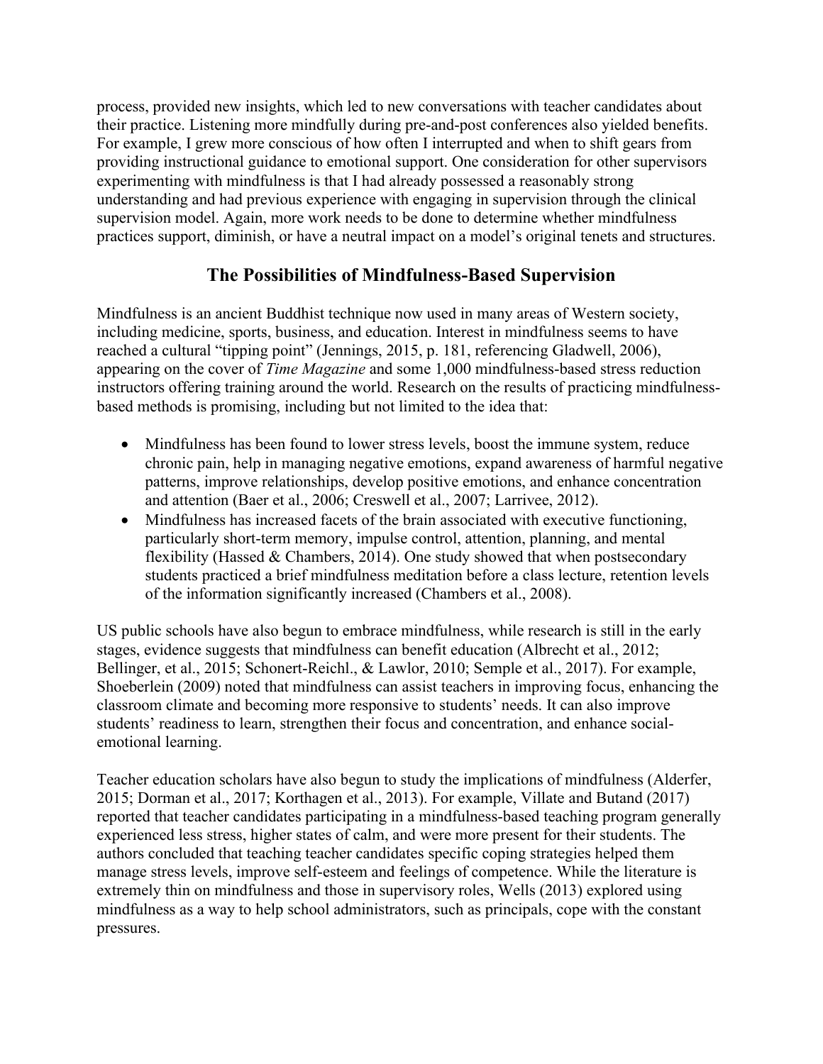process, provided new insights, which led to new conversations with teacher candidates about their practice. Listening more mindfully during pre-and-post conferences also yielded benefits. For example, I grew more conscious of how often I interrupted and when to shift gears from providing instructional guidance to emotional support. One consideration for other supervisors experimenting with mindfulness is that I had already possessed a reasonably strong understanding and had previous experience with engaging in supervision through the clinical supervision model. Again, more work needs to be done to determine whether mindfulness practices support, diminish, or have a neutral impact on a model's original tenets and structures.

## The Possibilities of Mindfulness-Based Supervision

Mindfulness is an ancient Buddhist technique now used in many areas of Western society, including medicine, sports, business, and education. Interest in mindfulness seems to have reached a cultural "tipping point" (Jennings, 2015, p. 181, referencing Gladwell, 2006), appearing on the cover of *Time Magazine* and some 1,000 mindfulness-based stress reduction instructors offering training around the world. Research on the results of practicing mindfulness-based methods is promising, including but not limited to the idea that:

- Mindfulness has been found to lower stress levels, boost the immune system, reduce chronic pain, help in managing negative emotions, expand awareness of harmful negative patterns, improve relationships, develop positive emotions, and enhance concentration and attention (Baer et al., 2006; Creswell et al., 2007; Larrivee, 2012).
- Mindfulness has increased facets of the brain associated with executive functioning, particularly short-term memory, impulse control, attention, planning, and mental flexibility (Hassed & Chambers, 2014). One study showed that when postsecondary students practiced a brief mindfulness meditation before a class lecture, retention levels of the information significantly increased (Chambers et al., 2008).

US public schools have also begun to embrace mindfulness, while research is still in the early stages, evidence suggests that mindfulness can benefit education (Albrecht et al., 2012; Bellinger, et al., 2015; Schonert-Reichl., & Lawlor, 2010; Semple et al., 2017). For example, Shoeberlein (2009) noted that mindfulness can assist teachers in improving focus, enhancing the classroom climate and becoming more responsive to students' needs. It can also improve students' readiness to learn, strengthen their focus and concentration, and enhance social-emotional learning.

Teacher education scholars have also begun to study the implications of mindfulness (Alderfer, 2015; Dorman et al., 2017; Korthagen et al., 2013). For example, Villate and Butand (2017) reported that teacher candidates participating in a mindfulness-based teaching program generally experienced less stress, higher states of calm, and were more present for their students. The authors concluded that teaching teacher candidates specific coping strategies helped them manage stress levels, improve self-esteem and feelings of competence. While the literature is extremely thin on mindfulness and those in supervisory roles, Wells (2013) explored using mindfulness as a way to help school administrators, such as principals, cope with the constant pressures.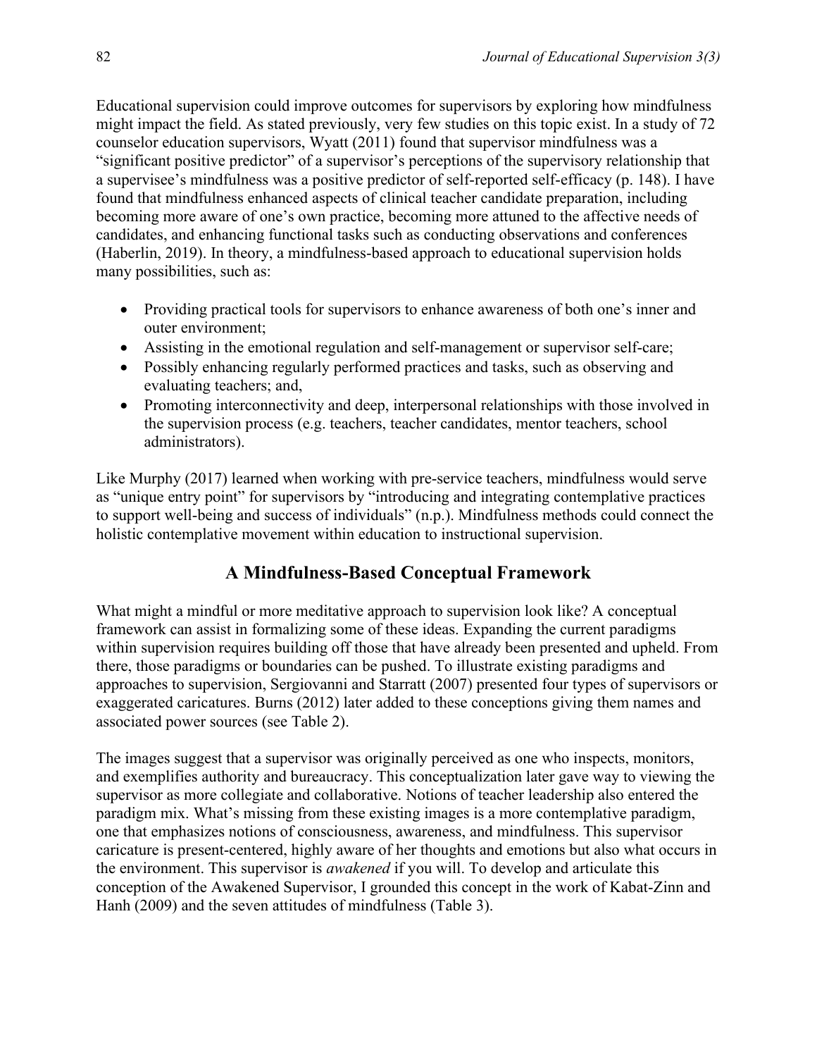Educational supervision could improve outcomes for supervisors by exploring how mindfulness might impact the field. As stated previously, very few studies on this topic exist. In a study of 72 counselor education supervisors, Wyatt (2011) found that supervisor mindfulness was a "significant positive predictor" of a supervisor's perceptions of the supervisory relationship that a supervisee's mindfulness was a positive predictor of self-reported self-efficacy (p. 148). I have found that mindfulness enhanced aspects of clinical teacher candidate preparation, including becoming more aware of one's own practice, becoming more attuned to the affective needs of candidates, and enhancing functional tasks such as conducting observations and conferences (Haberlin, 2019). In theory, a mindfulness-based approach to educational supervision holds many possibilities, such as:

- Providing practical tools for supervisors to enhance awareness of both one's inner and outer environment;
- Assisting in the emotional regulation and self-management or supervisor self-care;
- Possibly enhancing regularly performed practices and tasks, such as observing and evaluating teachers; and,
- Promoting interconnectivity and deep, interpersonal relationships with those involved in the supervision process (e.g. teachers, teacher candidates, mentor teachers, school administrators).

Like Murphy (2017) learned when working with pre-service teachers, mindfulness would serve as "unique entry point" for supervisors by "introducing and integrating contemplative practices to support well-being and success of individuals" (n.p.). Mindfulness methods could connect the holistic contemplative movement within education to instructional supervision.

## A Mindfulness-Based Conceptual Framework

What might a mindful or more meditative approach to supervision look like? A conceptual framework can assist in formalizing some of these ideas. Expanding the current paradigms within supervision requires building off those that have already been presented and upheld. From there, those paradigms or boundaries can be pushed. To illustrate existing paradigms and approaches to supervision, Sergiovanni and Starratt (2007) presented four types of supervisors or exaggerated caricatures. Burns (2012) later added to these conceptions giving them names and associated power sources (see Table 2).

The images suggest that a supervisor was originally perceived as one who inspects, monitors, and exemplifies authority and bureaucracy. This conceptualization later gave way to viewing the supervisor as more collegiate and collaborative. Notions of teacher leadership also entered the paradigm mix. What's missing from these existing images is a more contemplative paradigm, one that emphasizes notions of consciousness, awareness, and mindfulness. This supervisor caricature is present-centered, highly aware of her thoughts and emotions but also what occurs in the environment. This supervisor is *awakened* if you will. To develop and articulate this conception of the Awakened Supervisor, I grounded this concept in the work of Kabat-Zinn and Hanh (2009) and the seven attitudes of mindfulness (Table 3).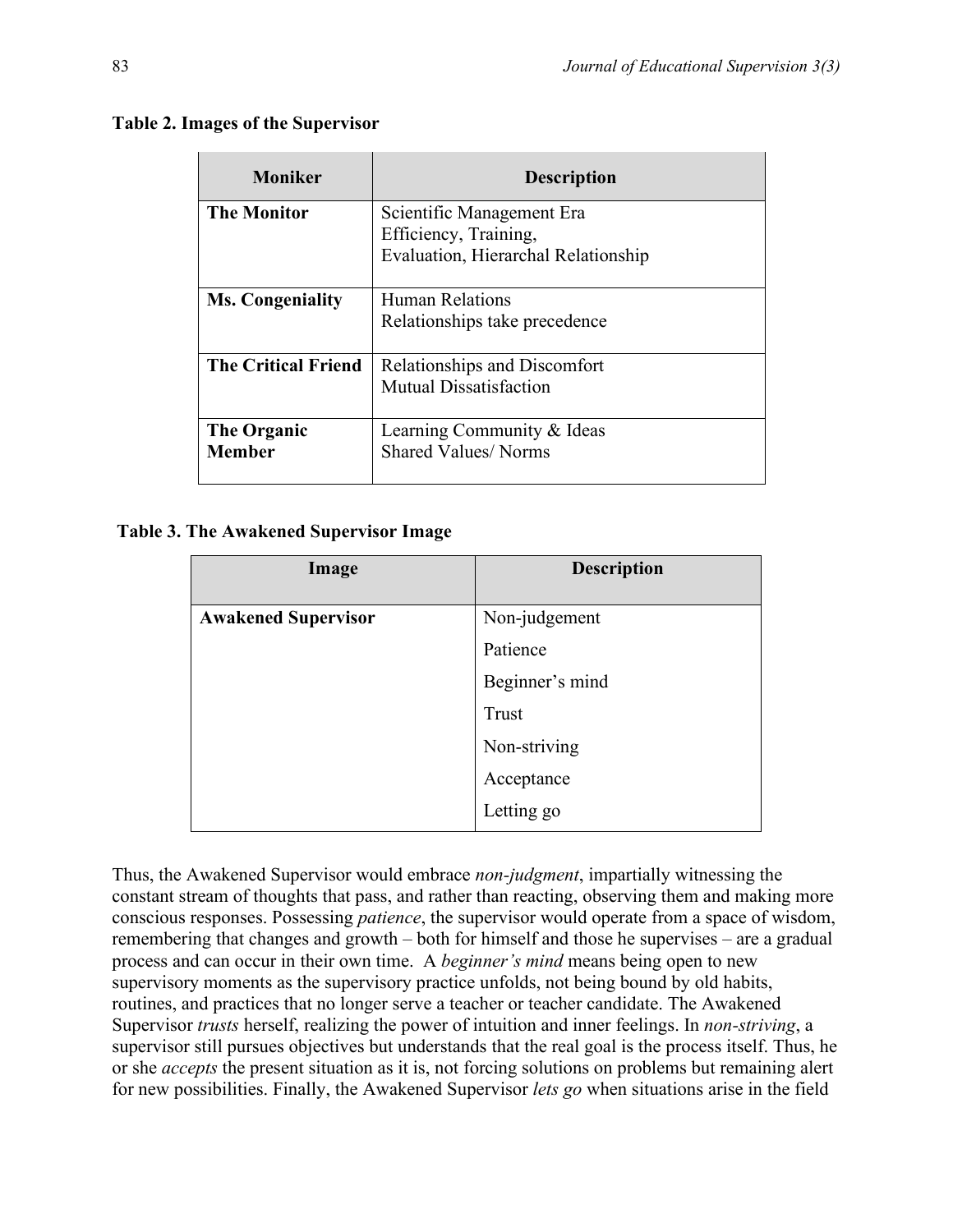**Table 2. Images of the Supervisor**

| Moniker | Description |
|---|---|
| **The Monitor** | Scientific Management Era<br>Efficiency, Training,<br>Evaluation, Hierarchal Relationship |
| **Ms. Congeniality** | Human Relations<br>Relationships take precedence |
| **The Critical Friend** | Relationships and Discomfort<br>Mutual Dissatisfaction |
| **The Organic Member** | Learning Community & Ideas<br>Shared Values/ Norms |

**Table 3. The Awakened Supervisor Image**

| Image | Description |
|---|---|
| **Awakened Supervisor** | Non-judgement |
| | Patience |
| | Beginner's mind |
| | Trust |
| | Non-striving |
| | Acceptance |
| | Letting go |

Thus, the Awakened Supervisor would embrace *non-judgment*, impartially witnessing the constant stream of thoughts that pass, and rather than reacting, observing them and making more conscious responses. Possessing *patience*, the supervisor would operate from a space of wisdom, remembering that changes and growth – both for himself and those he supervises – are a gradual process and can occur in their own time. A *beginner's mind* means being open to new supervisory moments as the supervisory practice unfolds, not being bound by old habits, routines, and practices that no longer serve a teacher or teacher candidate. The Awakened Supervisor *trusts* herself, realizing the power of intuition and inner feelings. In *non-striving*, a supervisor still pursues objectives but understands that the real goal is the process itself. Thus, he or she *accepts* the present situation as it is, not forcing solutions on problems but remaining alert for new possibilities. Finally, the Awakened Supervisor *lets go* when situations arise in the field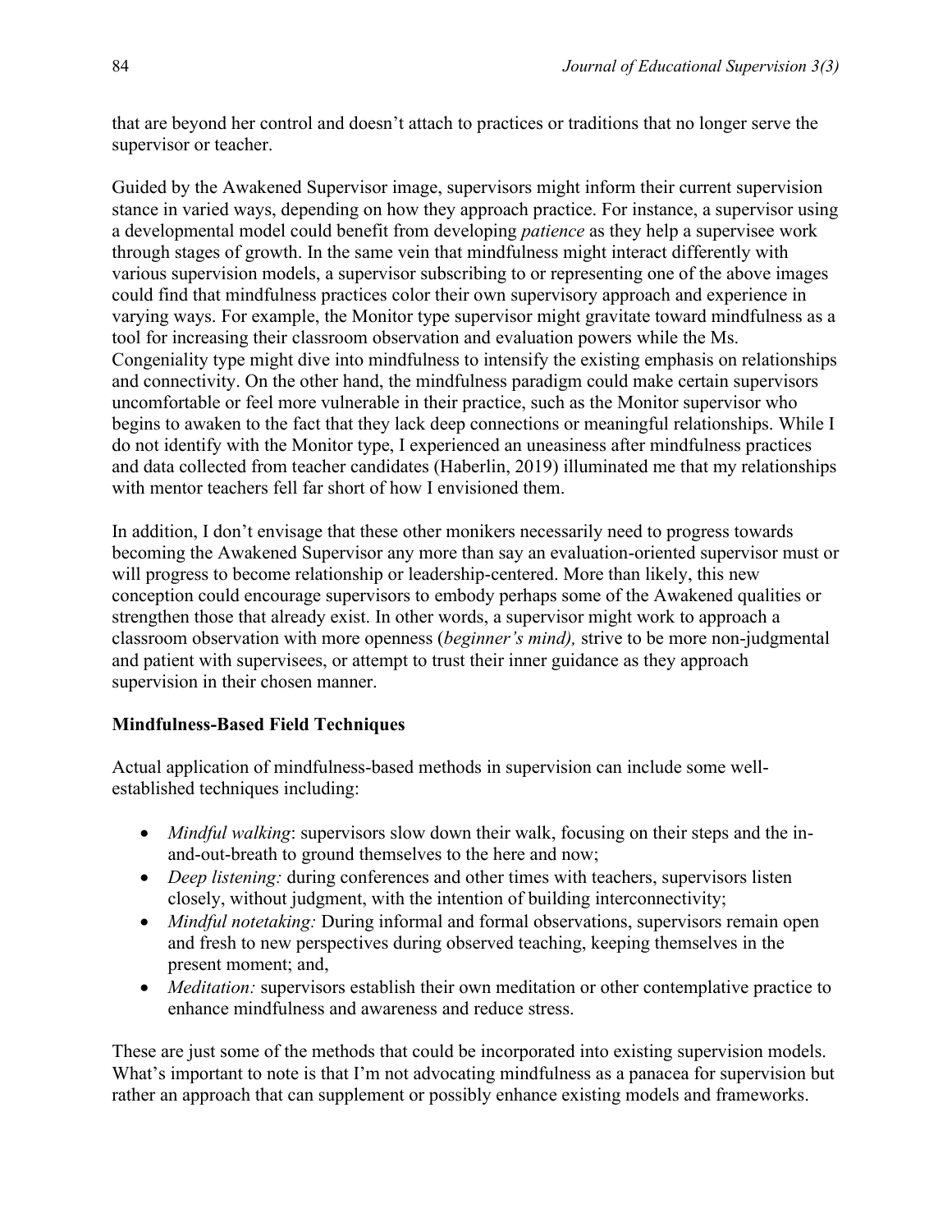that are beyond her control and doesn't attach to practices or traditions that no longer serve the supervisor or teacher.

Guided by the Awakened Supervisor image, supervisors might inform their current supervision stance in varied ways, depending on how they approach practice. For instance, a supervisor using a developmental model could benefit from developing *patience* as they help a supervisee work through stages of growth. In the same vein that mindfulness might interact differently with various supervision models, a supervisor subscribing to or representing one of the above images could find that mindfulness practices color their own supervisory approach and experience in varying ways. For example, the Monitor type supervisor might gravitate toward mindfulness as a tool for increasing their classroom observation and evaluation powers while the Ms. Congeniality type might dive into mindfulness to intensify the existing emphasis on relationships and connectivity. On the other hand, the mindfulness paradigm could make certain supervisors uncomfortable or feel more vulnerable in their practice, such as the Monitor supervisor who begins to awaken to the fact that they lack deep connections or meaningful relationships. While I do not identify with the Monitor type, I experienced an uneasiness after mindfulness practices and data collected from teacher candidates (Haberlin, 2019) illuminated me that my relationships with mentor teachers fell far short of how I envisioned them.

In addition, I don't envisage that these other monikers necessarily need to progress towards becoming the Awakened Supervisor any more than say an evaluation-oriented supervisor must or will progress to become relationship or leadership-centered. More than likely, this new conception could encourage supervisors to embody perhaps some of the Awakened qualities or strengthen those that already exist. In other words, a supervisor might work to approach a classroom observation with more openness (*beginner's mind),* strive to be more non-judgmental and patient with supervisees, or attempt to trust their inner guidance as they approach supervision in their chosen manner.

### Mindfulness-Based Field Techniques

Actual application of mindfulness-based methods in supervision can include some well-established techniques including:

- *Mindful walking*: supervisors slow down their walk, focusing on their steps and the in-and-out-breath to ground themselves to the here and now;
- *Deep listening:* during conferences and other times with teachers, supervisors listen closely, without judgment, with the intention of building interconnectivity;
- *Mindful notetaking:* During informal and formal observations, supervisors remain open and fresh to new perspectives during observed teaching, keeping themselves in the present moment; and,
- *Meditation:* supervisors establish their own meditation or other contemplative practice to enhance mindfulness and awareness and reduce stress.

These are just some of the methods that could be incorporated into existing supervision models. What's important to note is that I'm not advocating mindfulness as a panacea for supervision but rather an approach that can supplement or possibly enhance existing models and frameworks.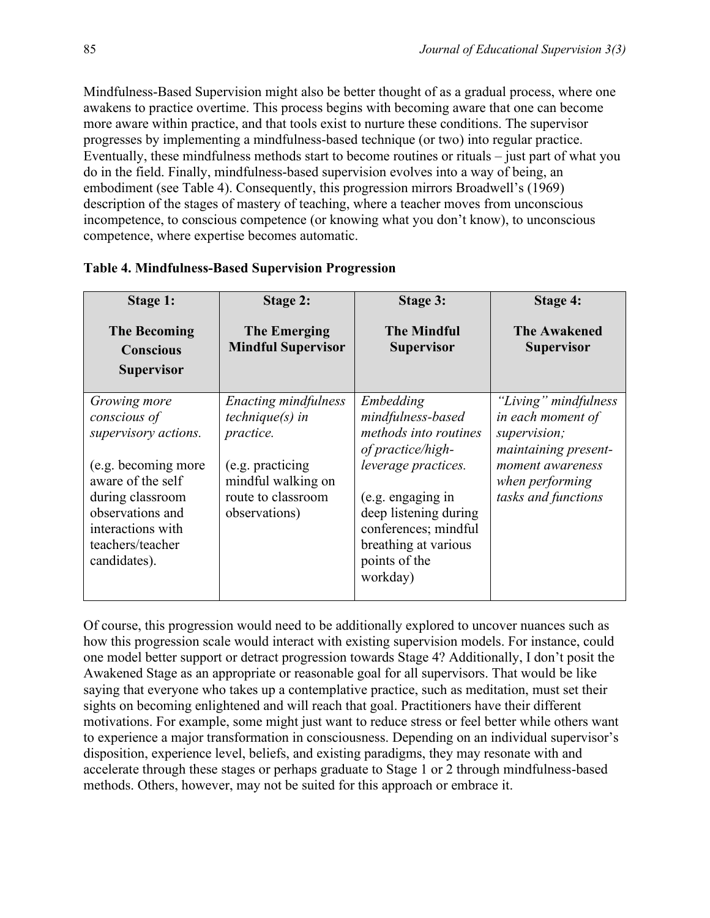Mindfulness-Based Supervision might also be better thought of as a gradual process, where one awakens to practice overtime. This process begins with becoming aware that one can become more aware within practice, and that tools exist to nurture these conditions. The supervisor progresses by implementing a mindfulness-based technique (or two) into regular practice. Eventually, these mindfulness methods start to become routines or rituals – just part of what you do in the field. Finally, mindfulness-based supervision evolves into a way of being, an embodiment (see Table 4). Consequently, this progression mirrors Broadwell's (1969) description of the stages of mastery of teaching, where a teacher moves from unconscious incompetence, to conscious competence (or knowing what you don't know), to unconscious competence, where expertise becomes automatic.

**Table 4. Mindfulness-Based Supervision Progression**

| **Stage 1:** **The Becoming Conscious Supervisor** | **Stage 2:** **The Emerging Mindful Supervisor** | **Stage 3:** **The Mindful Supervisor** | **Stage 4:** **The Awakened Supervisor** |
|---|---|---|---|
| *Growing more conscious of supervisory actions.* (e.g. becoming more aware of the self during classroom observations and interactions with teachers/teacher candidates). | *Enacting mindfulness technique(s) in practice.* (e.g. practicing mindful walking on route to classroom observations) | *Embedding mindfulness-based methods into routines of practice/high-leverage practices.* (e.g. engaging in deep listening during conferences; mindful breathing at various points of the workday) | *"Living" mindfulness in each moment of supervision; maintaining present-moment awareness when performing tasks and functions* |

Of course, this progression would need to be additionally explored to uncover nuances such as how this progression scale would interact with existing supervision models. For instance, could one model better support or detract progression towards Stage 4? Additionally, I don't posit the Awakened Stage as an appropriate or reasonable goal for all supervisors. That would be like saying that everyone who takes up a contemplative practice, such as meditation, must set their sights on becoming enlightened and will reach that goal. Practitioners have their different motivations. For example, some might just want to reduce stress or feel better while others want to experience a major transformation in consciousness. Depending on an individual supervisor's disposition, experience level, beliefs, and existing paradigms, they may resonate with and accelerate through these stages or perhaps graduate to Stage 1 or 2 through mindfulness-based methods. Others, however, may not be suited for this approach or embrace it.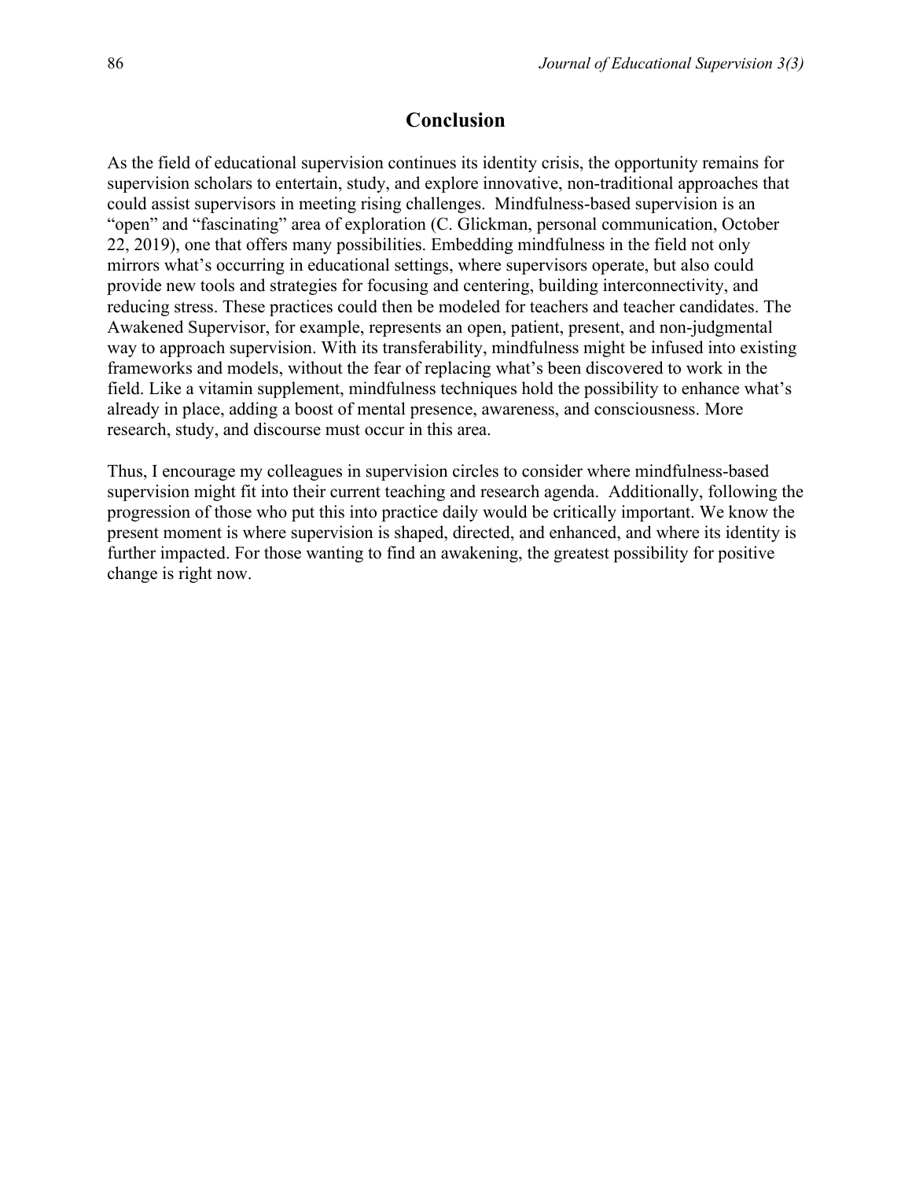## Conclusion

As the field of educational supervision continues its identity crisis, the opportunity remains for supervision scholars to entertain, study, and explore innovative, non-traditional approaches that could assist supervisors in meeting rising challenges. Mindfulness-based supervision is an "open" and "fascinating" area of exploration (C. Glickman, personal communication, October 22, 2019), one that offers many possibilities. Embedding mindfulness in the field not only mirrors what's occurring in educational settings, where supervisors operate, but also could provide new tools and strategies for focusing and centering, building interconnectivity, and reducing stress. These practices could then be modeled for teachers and teacher candidates. The Awakened Supervisor, for example, represents an open, patient, present, and non-judgmental way to approach supervision. With its transferability, mindfulness might be infused into existing frameworks and models, without the fear of replacing what's been discovered to work in the field. Like a vitamin supplement, mindfulness techniques hold the possibility to enhance what's already in place, adding a boost of mental presence, awareness, and consciousness. More research, study, and discourse must occur in this area.

Thus, I encourage my colleagues in supervision circles to consider where mindfulness-based supervision might fit into their current teaching and research agenda. Additionally, following the progression of those who put this into practice daily would be critically important. We know the present moment is where supervision is shaped, directed, and enhanced, and where its identity is further impacted. For those wanting to find an awakening, the greatest possibility for positive change is right now.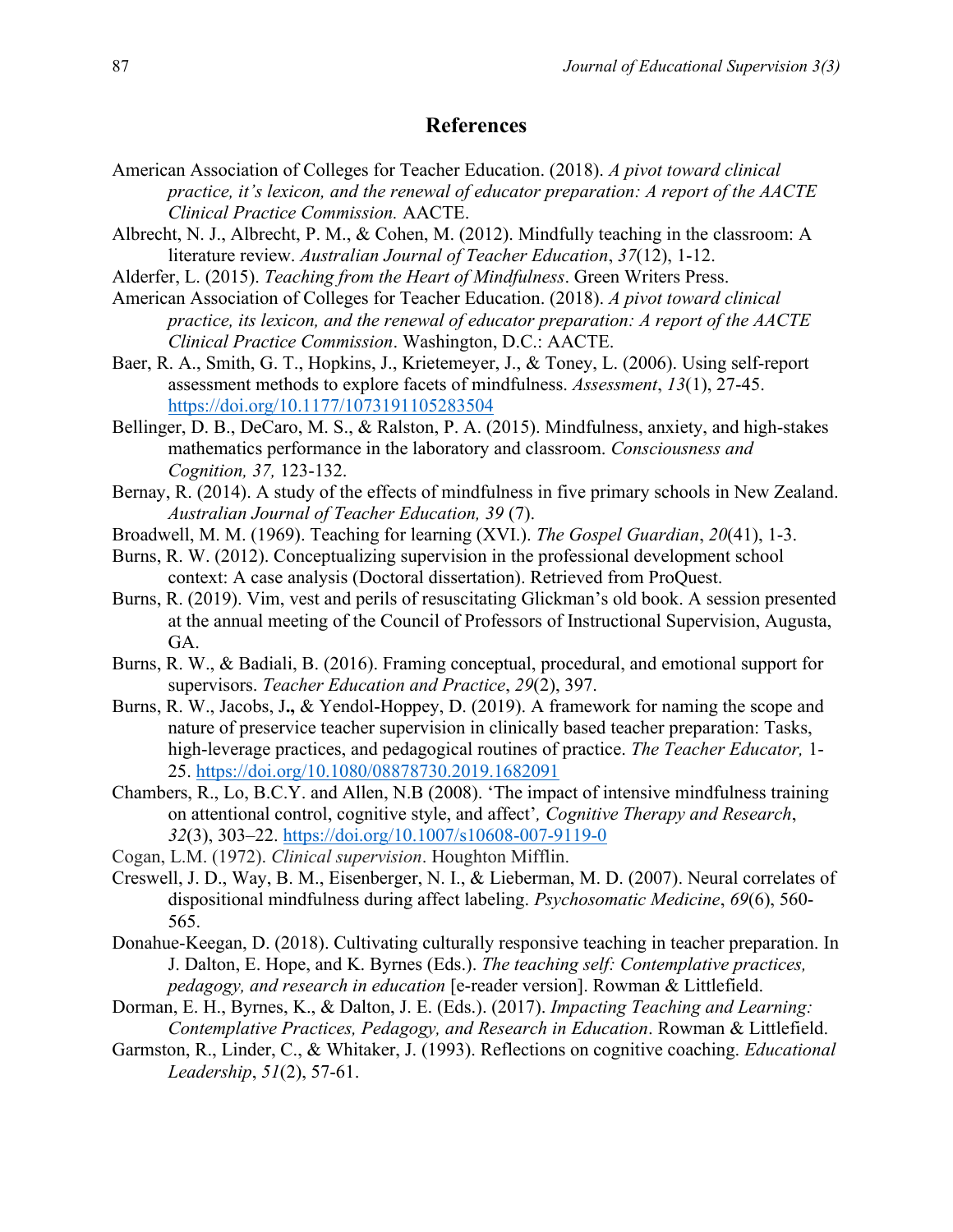## References

American Association of Colleges for Teacher Education. (2018). *A pivot toward clinical practice, it's lexicon, and the renewal of educator preparation: A report of the AACTE Clinical Practice Commission.* AACTE.

Albrecht, N. J., Albrecht, P. M., & Cohen, M. (2012). Mindfully teaching in the classroom: A literature review. *Australian Journal of Teacher Education*, *37*(12), 1-12.

Alderfer, L. (2015). *Teaching from the Heart of Mindfulness*. Green Writers Press.

American Association of Colleges for Teacher Education. (2018). *A pivot toward clinical practice, its lexicon, and the renewal of educator preparation: A report of the AACTE Clinical Practice Commission*. Washington, D.C.: AACTE.

Baer, R. A., Smith, G. T., Hopkins, J., Krietemeyer, J., & Toney, L. (2006). Using self-report assessment methods to explore facets of mindfulness. *Assessment*, *13*(1), 27-45. https://doi.org/10.1177/1073191105283504

Bellinger, D. B., DeCaro, M. S., & Ralston, P. A. (2015). Mindfulness, anxiety, and high-stakes mathematics performance in the laboratory and classroom. *Consciousness and Cognition, 37,* 123-132.

Bernay, R. (2014). A study of the effects of mindfulness in five primary schools in New Zealand. *Australian Journal of Teacher Education, 39* (7).

Broadwell, M. M. (1969). Teaching for learning (XVI.). *The Gospel Guardian*, *20*(41), 1-3.

Burns, R. W. (2012). Conceptualizing supervision in the professional development school context: A case analysis (Doctoral dissertation). Retrieved from ProQuest.

Burns, R. (2019). Vim, vest and perils of resuscitating Glickman's old book. A session presented at the annual meeting of the Council of Professors of Instructional Supervision, Augusta, GA.

Burns, R. W., & Badiali, B. (2016). Framing conceptual, procedural, and emotional support for supervisors. *Teacher Education and Practice*, *29*(2), 397.

Burns, R. W., Jacobs, J**.**, & Yendol-Hoppey, D. (2019). A framework for naming the scope and nature of preservice teacher supervision in clinically based teacher preparation: Tasks, high-leverage practices, and pedagogical routines of practice. *The Teacher Educator,* 1-25. https://doi.org/10.1080/08878730.2019.1682091

Chambers, R., Lo, B.C.Y. and Allen, N.B (2008). 'The impact of intensive mindfulness training on attentional control, cognitive style, and affect'*, Cognitive Therapy and Research*, *32*(3), 303–22. https://doi.org/10.1007/s10608-007-9119-0

Cogan, L.M. (1972). *Clinical supervision*. Houghton Mifflin.

Creswell, J. D., Way, B. M., Eisenberger, N. I., & Lieberman, M. D. (2007). Neural correlates of dispositional mindfulness during affect labeling. *Psychosomatic Medicine*, *69*(6), 560-565.

Donahue-Keegan, D. (2018). Cultivating culturally responsive teaching in teacher preparation. In J. Dalton, E. Hope, and K. Byrnes (Eds.). *The teaching self: Contemplative practices, pedagogy, and research in education* [e-reader version]. Rowman & Littlefield.

Dorman, E. H., Byrnes, K., & Dalton, J. E. (Eds.). (2017). *Impacting Teaching and Learning: Contemplative Practices, Pedagogy, and Research in Education*. Rowman & Littlefield.

Garmston, R., Linder, C., & Whitaker, J. (1993). Reflections on cognitive coaching. *Educational Leadership*, *51*(2), 57-61.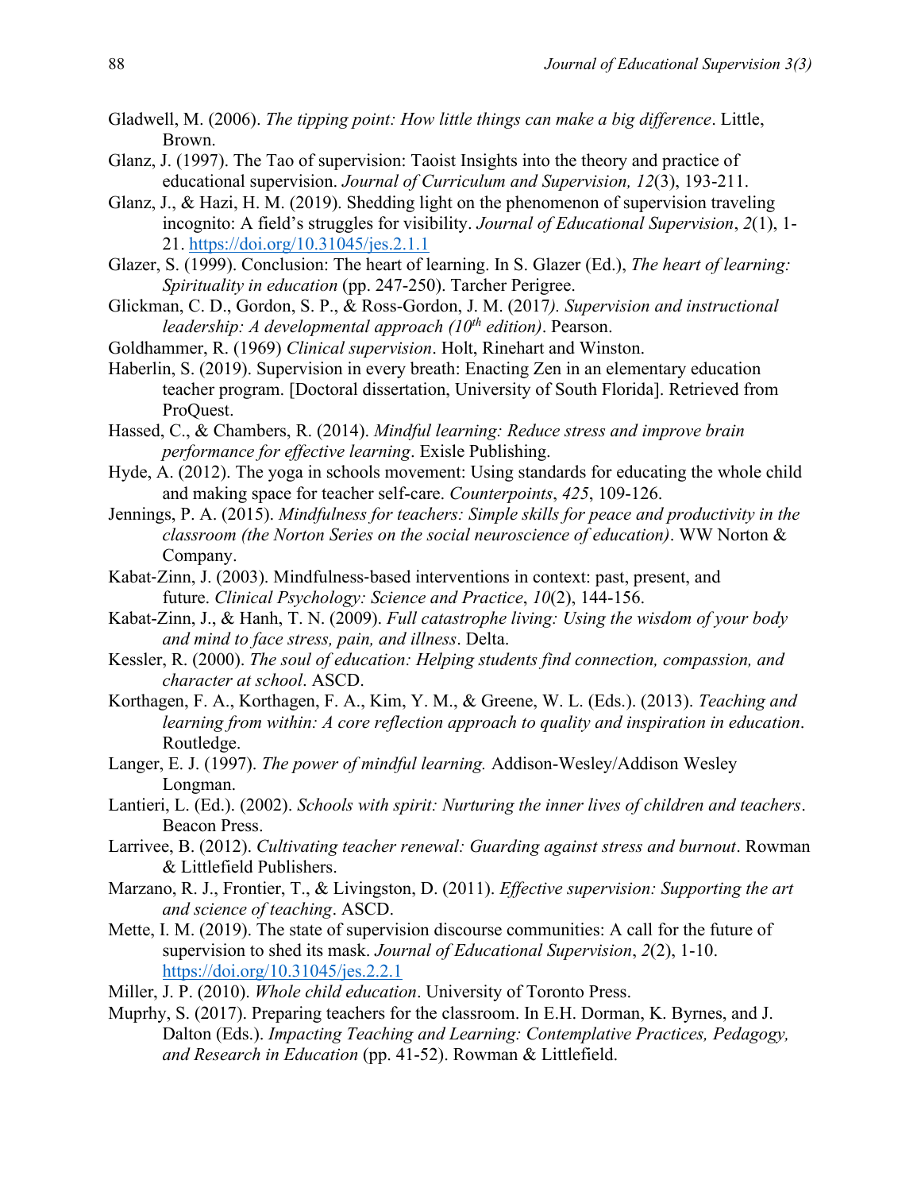Gladwell, M. (2006). *The tipping point: How little things can make a big difference*. Little, Brown.

Glanz, J. (1997). The Tao of supervision: Taoist Insights into the theory and practice of educational supervision. *Journal of Curriculum and Supervision, 12*(3), 193-211.

Glanz, J., & Hazi, H. M. (2019). Shedding light on the phenomenon of supervision traveling incognito: A field's struggles for visibility. *Journal of Educational Supervision*, *2*(1), 1-21. https://doi.org/10.31045/jes.2.1.1

Glazer, S. (1999). Conclusion: The heart of learning. In S. Glazer (Ed.), *The heart of learning: Spirituality in education* (pp. 247-250). Tarcher Perigree.

Glickman, C. D., Gordon, S. P., & Ross-Gordon, J. M. (2017*). Supervision and instructional leadership: A developmental approach (10th edition)*. Pearson.

Goldhammer, R. (1969) *Clinical supervision*. Holt, Rinehart and Winston.

Haberlin, S. (2019). Supervision in every breath: Enacting Zen in an elementary education teacher program. [Doctoral dissertation, University of South Florida]. Retrieved from ProQuest.

Hassed, C., & Chambers, R. (2014). *Mindful learning: Reduce stress and improve brain performance for effective learning*. Exisle Publishing.

Hyde, A. (2012). The yoga in schools movement: Using standards for educating the whole child and making space for teacher self-care. *Counterpoints*, *425*, 109-126.

Jennings, P. A. (2015). *Mindfulness for teachers: Simple skills for peace and productivity in the classroom (the Norton Series on the social neuroscience of education)*. WW Norton & Company.

Kabat‐Zinn, J. (2003). Mindfulness‐based interventions in context: past, present, and future. *Clinical Psychology: Science and Practice*, *10*(2), 144-156.

Kabat-Zinn, J., & Hanh, T. N. (2009). *Full catastrophe living: Using the wisdom of your body and mind to face stress, pain, and illness*. Delta.

Kessler, R. (2000). *The soul of education: Helping students find connection, compassion, and character at school*. ASCD.

Korthagen, F. A., Korthagen, F. A., Kim, Y. M., & Greene, W. L. (Eds.). (2013). *Teaching and learning from within: A core reflection approach to quality and inspiration in education*. Routledge.

Langer, E. J. (1997). *The power of mindful learning.* Addison-Wesley/Addison Wesley Longman.

Lantieri, L. (Ed.). (2002). *Schools with spirit: Nurturing the inner lives of children and teachers*. Beacon Press.

Larrivee, B. (2012). *Cultivating teacher renewal: Guarding against stress and burnout*. Rowman & Littlefield Publishers.

Marzano, R. J., Frontier, T., & Livingston, D. (2011). *Effective supervision: Supporting the art and science of teaching*. ASCD.

Mette, I. M. (2019). The state of supervision discourse communities: A call for the future of supervision to shed its mask. *Journal of Educational Supervision*, *2*(2), 1-10. https://doi.org/10.31045/jes.2.2.1

Miller, J. P. (2010). *Whole child education*. University of Toronto Press.

Muprhy, S. (2017). Preparing teachers for the classroom. In E.H. Dorman, K. Byrnes, and J. Dalton (Eds.). *Impacting Teaching and Learning: Contemplative Practices, Pedagogy, and Research in Education* (pp. 41-52). Rowman & Littlefield.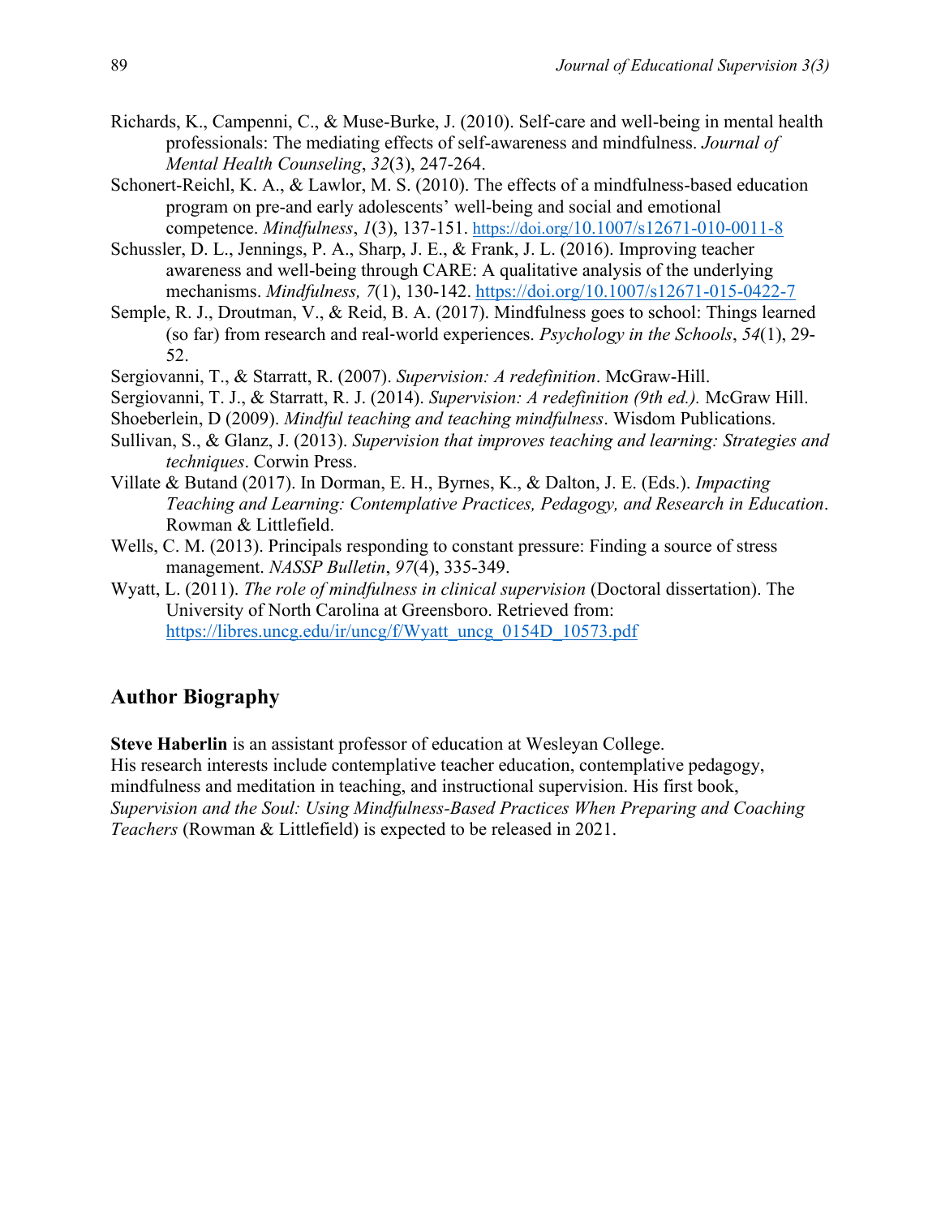Richards, K., Campenni, C., & Muse-Burke, J. (2010). Self-care and well-being in mental health professionals: The mediating effects of self-awareness and mindfulness. *Journal of Mental Health Counseling*, *32*(3), 247-264.

Schonert-Reichl, K. A., & Lawlor, M. S. (2010). The effects of a mindfulness-based education program on pre-and early adolescents' well-being and social and emotional competence. *Mindfulness*, *1*(3), 137-151. https://doi.org/10.1007/s12671-010-0011-8

Schussler, D. L., Jennings, P. A., Sharp, J. E., & Frank, J. L. (2016). Improving teacher awareness and well-being through CARE: A qualitative analysis of the underlying mechanisms. *Mindfulness, 7*(1), 130-142. https://doi.org/10.1007/s12671-015-0422-7

Semple, R. J., Droutman, V., & Reid, B. A. (2017). Mindfulness goes to school: Things learned (so far) from research and real-world experiences. *Psychology in the Schools*, *54*(1), 29-52.

Sergiovanni, T., & Starratt, R. (2007). *Supervision: A redefinition*. McGraw-Hill.

Sergiovanni, T. J., & Starratt, R. J. (2014). *Supervision: A redefinition (9th ed.).* McGraw Hill.

Shoeberlein, D (2009). *Mindful teaching and teaching mindfulness*. Wisdom Publications.

Sullivan, S., & Glanz, J. (2013). *Supervision that improves teaching and learning: Strategies and techniques*. Corwin Press.

Villate & Butand (2017). In Dorman, E. H., Byrnes, K., & Dalton, J. E. (Eds.). *Impacting Teaching and Learning: Contemplative Practices, Pedagogy, and Research in Education*. Rowman & Littlefield.

Wells, C. M. (2013). Principals responding to constant pressure: Finding a source of stress management. *NASSP Bulletin*, *97*(4), 335-349.

Wyatt, L. (2011). *The role of mindfulness in clinical supervision* (Doctoral dissertation). The University of North Carolina at Greensboro. Retrieved from: https://libres.uncg.edu/ir/uncg/f/Wyatt_uncg_0154D_10573.pdf

## Author Biography

**Steve Haberlin** is an assistant professor of education at Wesleyan College. His research interests include contemplative teacher education, contemplative pedagogy, mindfulness and meditation in teaching, and instructional supervision. His first book, *Supervision and the Soul: Using Mindfulness-Based Practices When Preparing and Coaching Teachers* (Rowman & Littlefield) is expected to be released in 2021.